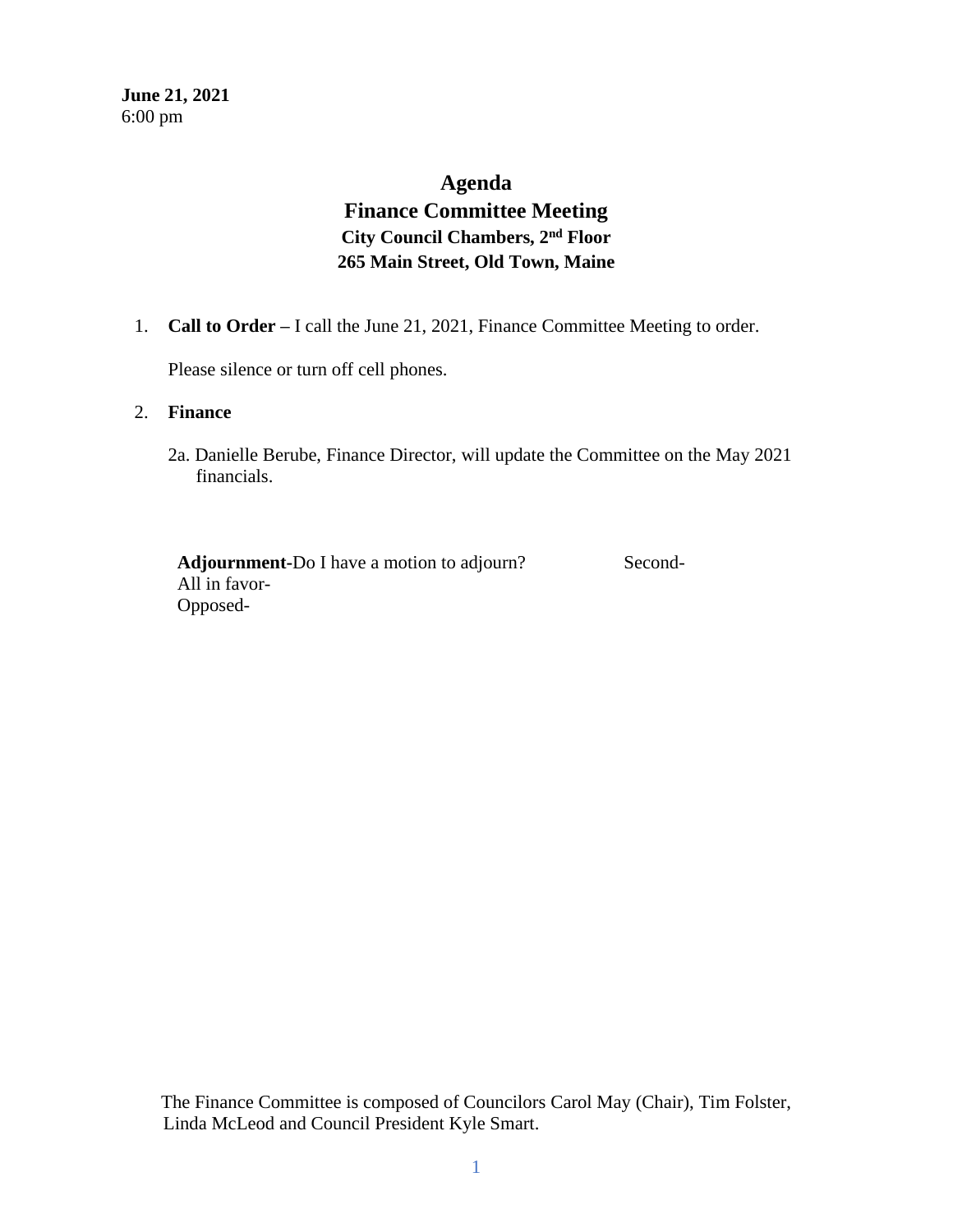**June 21, 2021**
6:00 pm

# Agenda
# Finance Committee Meeting
### City Council Chambers, 2nd Floor
### 265 Main Street, Old Town, Maine

1. **Call to Order –** I call the June 21, 2021, Finance Committee Meeting to order.

   Please silence or turn off cell phones.

2. **Finance**

   2a. Danielle Berube, Finance Director, will update the Committee on the May 2021 financials.

**Adjournment**-Do I have a motion to adjourn? Second-
All in favor-
Opposed-

The Finance Committee is composed of Councilors Carol May (Chair), Tim Folster, Linda McLeod and Council President Kyle Smart.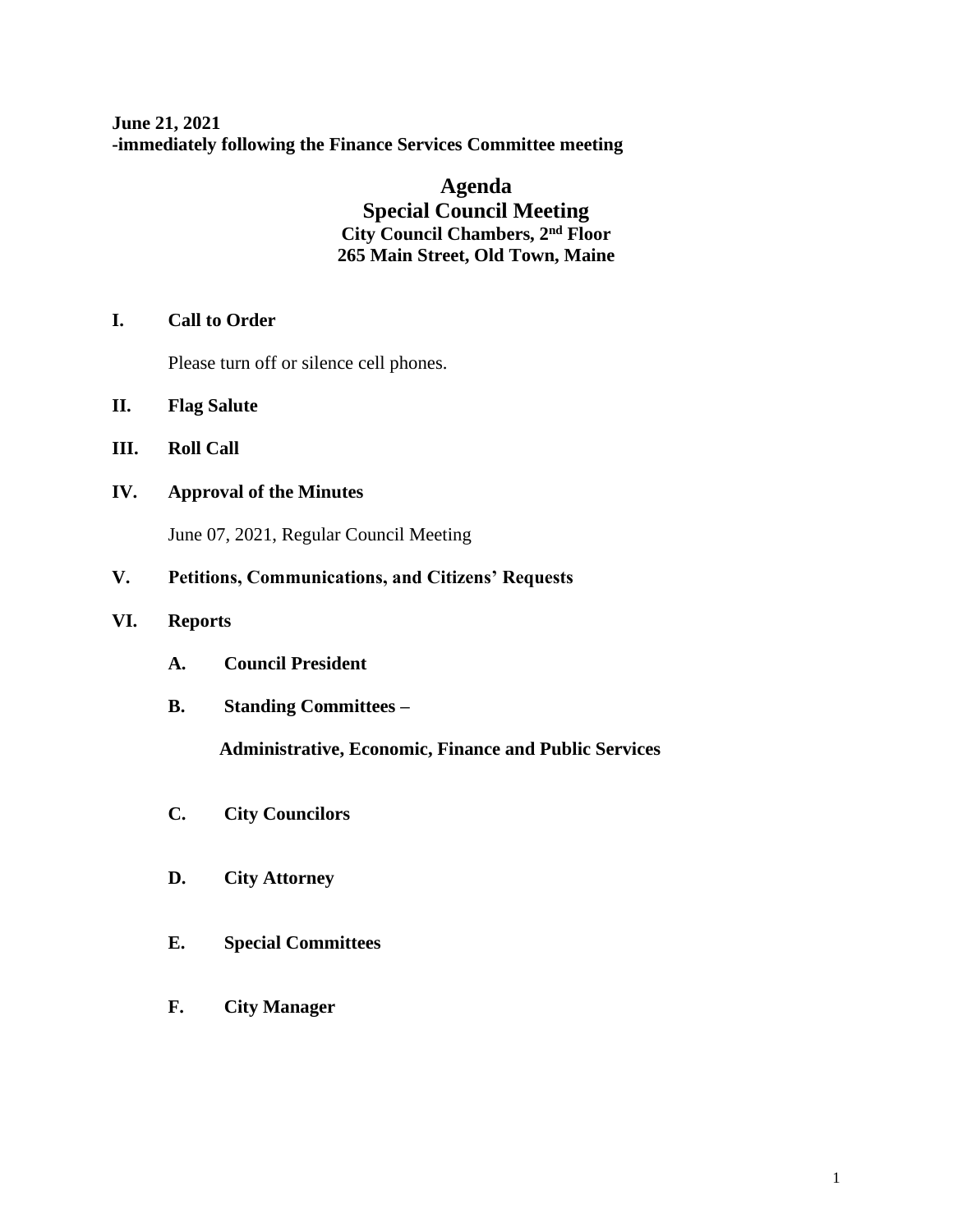**June 21, 2021**
**-immediately following the Finance Services Committee meeting**

# Agenda
## Special Council Meeting
### City Council Chambers, 2nd Floor
### 265 Main Street, Old Town, Maine

**I. Call to Order**

Please turn off or silence cell phones.

**II. Flag Salute**

**III. Roll Call**

**IV. Approval of the Minutes**

June 07, 2021, Regular Council Meeting

**V. Petitions, Communications, and Citizens' Requests**

**VI. Reports**

**A. Council President**

**B. Standing Committees –**

**Administrative, Economic, Finance and Public Services**

**C. City Councilors**

**D. City Attorney**

**E. Special Committees**

**F. City Manager**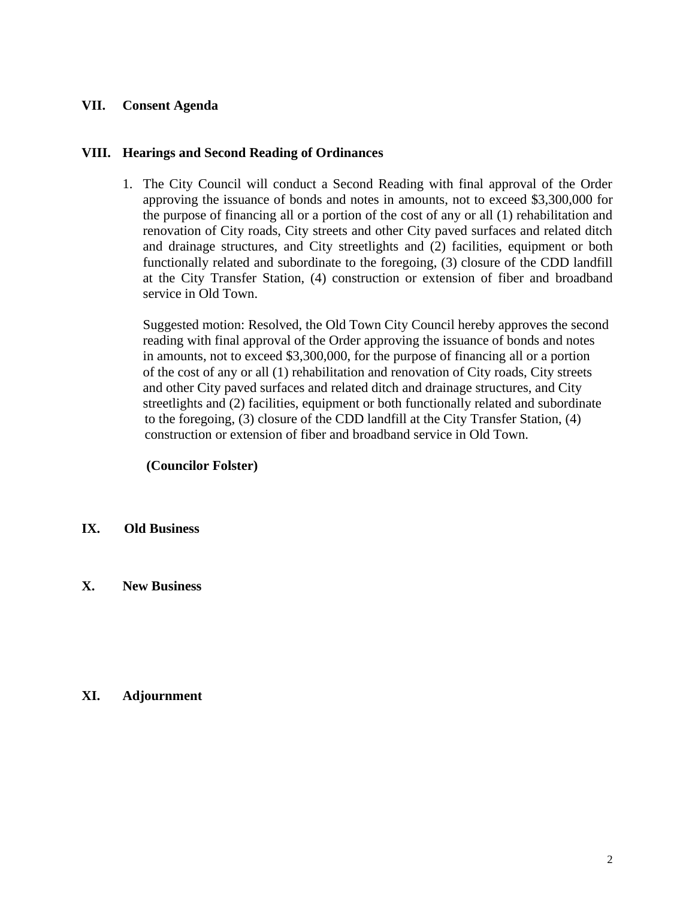## VII. Consent Agenda

## VIII. Hearings and Second Reading of Ordinances

1. The City Council will conduct a Second Reading with final approval of the Order approving the issuance of bonds and notes in amounts, not to exceed $3,300,000 for the purpose of financing all or a portion of the cost of any or all (1) rehabilitation and renovation of City roads, City streets and other City paved surfaces and related ditch and drainage structures, and City streetlights and (2) facilities, equipment or both functionally related and subordinate to the foregoing, (3) closure of the CDD landfill at the City Transfer Station, (4) construction or extension of fiber and broadband service in Old Town.

   Suggested motion: Resolved, the Old Town City Council hereby approves the second reading with final approval of the Order approving the issuance of bonds and notes in amounts, not to exceed $3,300,000, for the purpose of financing all or a portion of the cost of any or all (1) rehabilitation and renovation of City roads, City streets and other City paved surfaces and related ditch and drainage structures, and City streetlights and (2) facilities, equipment or both functionally related and subordinate to the foregoing, (3) closure of the CDD landfill at the City Transfer Station, (4) construction or extension of fiber and broadband service in Old Town.

   **(Councilor Folster)**

## IX. Old Business

## X. New Business

## XI. Adjournment